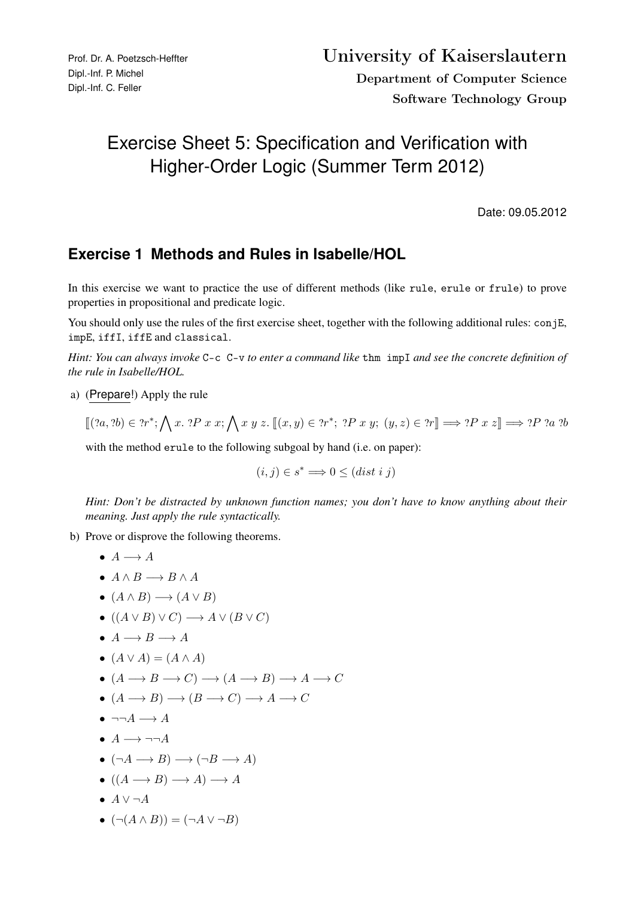Prof. Dr. A. Poetzsch-Heffter
Dipl.-Inf. P. Michel
Dipl.-Inf. C. Feller

**University of Kaiserslautern**

**Department of Computer Science**

**Software Technology Group**

# Exercise Sheet 5: Specification and Verification with Higher-Order Logic (Summer Term 2012)

Date: 09.05.2012

## Exercise 1 Methods and Rules in Isabelle/HOL

In this exercise we want to practice the use of different methods (like `rule`, `erule` or `frule`) to prove properties in propositional and predicate logic.

You should only use the rules of the first exercise sheet, together with the following additional rules: `conjE`, `impE`, `iffI`, `iffE` and `classical`.

*Hint: You can always invoke* `C-c C-v` *to enter a command like* `thm impI` *and see the concrete definition of the rule in Isabelle/HOL.*

a) (Prepare!) Apply the rule

$$[\![(?a, ?b) \in ?r^*; \bigwedge x.\ ?P\ x\ x; \bigwedge x\ y\ z.\ [\![(x, y) \in ?r^*;\ ?P\ x\ y;\ (y, z) \in ?r]\!] \Longrightarrow ?P\ x\ z]\!] \Longrightarrow ?P\ ?a\ ?b$$

with the method `erule` to the following subgoal by hand (i.e. on paper):

$$(i, j) \in s^* \Longrightarrow 0 \leq (dist\ i\ j)$$

*Hint: Don't be distracted by unknown function names; you don't have to know anything about their meaning. Just apply the rule syntactically.*

b) Prove or disprove the following theorems.

- $A \longrightarrow A$
- $A \wedge B \longrightarrow B \wedge A$
- $(A \wedge B) \longrightarrow (A \vee B)$
- $((A \vee B) \vee C) \longrightarrow A \vee (B \vee C)$
- $A \longrightarrow B \longrightarrow A$
- $(A \vee A) = (A \wedge A)$
- $(A \longrightarrow B \longrightarrow C) \longrightarrow (A \longrightarrow B) \longrightarrow A \longrightarrow C$
- $(A \longrightarrow B) \longrightarrow (B \longrightarrow C) \longrightarrow A \longrightarrow C$
- $\neg\neg A \longrightarrow A$
- $A \longrightarrow \neg\neg A$
- $(\neg A \longrightarrow B) \longrightarrow (\neg B \longrightarrow A)$
- $((A \longrightarrow B) \longrightarrow A) \longrightarrow A$
- $A \vee \neg A$
- $(\neg(A \wedge B)) = (\neg A \vee \neg B)$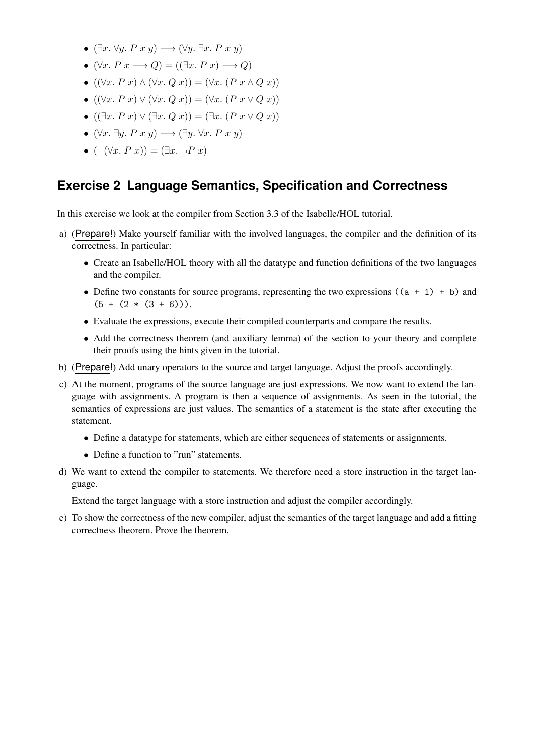- $(\exists x.\ \forall y.\ P\ x\ y) \longrightarrow (\forall y.\ \exists x.\ P\ x\ y)$
- $(\forall x.\ P\ x \longrightarrow Q) = ((\exists x.\ P\ x) \longrightarrow Q)$
- $((\forall x.\ P\ x) \wedge (\forall x.\ Q\ x)) = (\forall x.\ (P\ x \wedge Q\ x))$
- $((\forall x.\ P\ x) \vee (\forall x.\ Q\ x)) = (\forall x.\ (P\ x \vee Q\ x))$
- $((\exists x.\ P\ x) \vee (\exists x.\ Q\ x)) = (\exists x.\ (P\ x \vee Q\ x))$
- $(\forall x.\ \exists y.\ P\ x\ y) \longrightarrow (\exists y.\ \forall x.\ P\ x\ y)$
- $(\neg(\forall x.\ P\ x)) = (\exists x.\ \neg P\ x)$

## Exercise 2 Language Semantics, Specification and Correctness

In this exercise we look at the compiler from Section 3.3 of the Isabelle/HOL tutorial.

a) (Prepare!) Make yourself familiar with the involved languages, the compiler and the definition of its correctness. In particular:

- Create an Isabelle/HOL theory with all the datatype and function definitions of the two languages and the compiler.
- Define two constants for source programs, representing the two expressions `((a + 1) + b)` and `(5 + (2 * (3 + 6)))`.
- Evaluate the expressions, execute their compiled counterparts and compare the results.
- Add the correctness theorem (and auxiliary lemma) of the section to your theory and complete their proofs using the hints given in the tutorial.

b) (Prepare!) Add unary operators to the source and target language. Adjust the proofs accordingly.

c) At the moment, programs of the source language are just expressions. We now want to extend the language with assignments. A program is then a sequence of assignments. As seen in the tutorial, the semantics of expressions are just values. The semantics of a statement is the state after executing the statement.

- Define a datatype for statements, which are either sequences of statements or assignments.
- Define a function to "run" statements.

d) We want to extend the compiler to statements. We therefore need a store instruction in the target language.

Extend the target language with a store instruction and adjust the compiler accordingly.

e) To show the correctness of the new compiler, adjust the semantics of the target language and add a fitting correctness theorem. Prove the theorem.